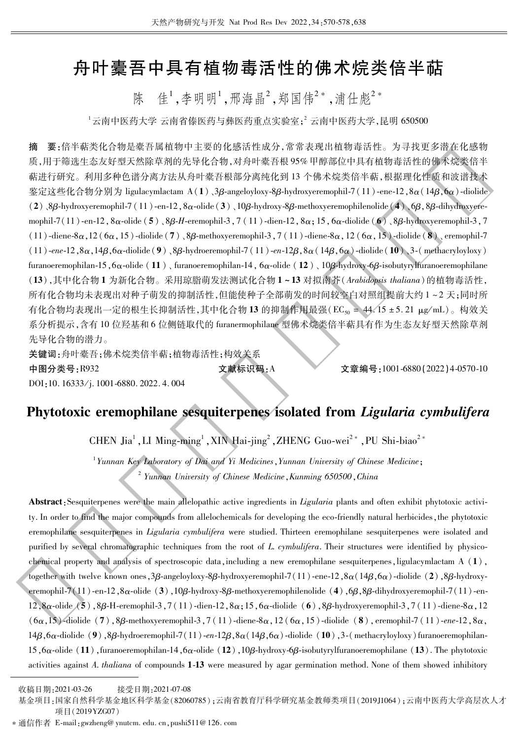# 舟叶橐吾中具有植物毒活性的佛术烷类倍半萜

陈　佳[1]，李明明[1]，邢海晶[2]，郑国伟[2*]，浦仕彪[2*]

[1]云南中医药大学 云南省傣医药与彝医药重点实验室；[2]云南中医药大学，昆明 650500

**摘　要**：倍半萜类化合物是橐吾属植物中主要的化感活性成分，常常表现出植物毒活性。为寻找更多潜在化感物质，用于筛选生态友好型天然除草剂的先导化合物，对舟叶橐吾根95%甲醇部位中具有植物毒活性的佛术烷类倍半萜进行研究。利用多种色谱分离方法从舟叶橐吾根部分离纯化到13个佛术烷类倍半萜，根据理化性质和波谱技术鉴定这些化合物分别为 ligulacymlactam A（**1**）、3$\beta$-angeloyloxy-8$\beta$-hydroxyeremophil-7(11)-ene-12,8$\alpha$(14$\beta$,6$\alpha$)-diolide（**2**）、8$\beta$-hydroxyeremophil-7(11)-en-12,8$\alpha$-olide（**3**）、10$\beta$-hydroxy-8$\beta$-methoxyeremophilenolide（**4**）、6$\beta$,8$\beta$-dihydroxyeremophil-7(11)-en-12,8$\alpha$-olide（**5**）、8$\beta$-*H*-eremophil-3,7(11)-dien-12,8$\alpha$;15,6$\alpha$-diolide（**6**）、8$\beta$-hydroxyeremophil-3,7(11)-diene-8$\alpha$,12(6$\alpha$,15)-diolide（**7**）、8$\beta$-methoxyeremophil-3,7(11)-diene-8$\alpha$,12(6$\alpha$,15)-diolide（**8**）、eremophil-7(11)-*ene*-12,8$\alpha$,14$\beta$,6$\alpha$-diolide（**9**）、8$\beta$-hydroeremophil-7(11)-*en*-12$\beta$,8$\alpha$(14$\beta$,6$\alpha$)-diolide（**10**）、3-(methacryloyloxy) furanoeremophilan-15,6$\alpha$-olide（**11**）、furanoeremophilan-14,6$\alpha$-olide（**12**）、10$\beta$-hydroxy-6$\beta$-isobutyrylfuranoeremophilane（**13**），其中化合物**1**为新化合物。采用琼脂萌发法测试化合物**1**～**13**对拟南芥（*Arabidopsis thaliana*）的植物毒活性，所有化合物均未表现出对种子萌发的抑制活性，但能使种子全部萌发的时间较空白对照组提前大约1～2天；同时所有化合物均表现出一定的根生长抑制活性，其中化合物**13**的抑制作用最强（$EC_{50}$ = 44.15 ± 5.21 μg/mL）。构效关系分析提示，含有10位羟基和6位侧链取代的 furanermophilane 型佛术烷类倍半萜具有作为生态友好型天然除草剂先导化合物的潜力。

**关键词**：舟叶橐吾；佛术烷类倍半萜；植物毒活性；构效关系

**中图分类号**：R932　　　　**文献标识码**：A　　　　**文章编号**：1001-6880(2022)4-0570-10

DOI：10.16333/j.1001-6880.2022.4.004

# Phytotoxic eremophilane sesquiterpenes isolated from *Ligularia cymbulifera*

CHEN Jia[1], LI Ming-ming[1], XIN Hai-jing[2], ZHENG Guo-wei[2*], PU Shi-biao[2*]

[1]*Yunnan Key Laboratory of Dai and Yi Medicines, Yunnan University of Chinese Medicine*;

[2]*Yunnan University of Chinese Medicine, Kunming 650500, China*

**Abstract**: Sesquiterpenes were the main allelopathic active ingredients in *Ligularia* plants and often exhibit phytotoxic activity. In order to find the major compounds from allelochemicals for developing the eco-friendly natural herbicides, the phytotoxic eremophilane sesquiterpenes in *Ligularia cymbulifera* were studied. Thirteen eremophilane sesquiterpenes were isolated and purified by several chromatographic techniques from the root of *L. cymbulifera*. Their structures were identified by physicochemical property and analysis of spectroscopic data, including a new eremophilane sesquiterpenes, ligulacymlactam A (**1**), together with twelve known ones, 3$\beta$-angeloyloxy-8$\beta$-hydroxyeremophil-7(11)-ene-12,8$\alpha$(14$\beta$,6$\alpha$)-diolide (**2**), 8$\beta$-hydroxyeremophil-7(11)-en-12,8$\alpha$-olide (**3**), 10$\beta$-hydroxy-8$\beta$-methoxyeremophilenolide (**4**), 6$\beta$,8$\beta$-dihydroxyeremophil-7(11)-en-12,8$\alpha$-olide (**5**), 8$\beta$-H-eremophil-3,7(11)-dien-12,8$\alpha$;15,6$\alpha$-diolide (**6**), 8$\beta$-hydroxyeremophil-3,7(11)-diene-8$\alpha$,12(6$\alpha$,15)-diolide (**7**), 8$\beta$-methoxyeremophil-3,7(11)-diene-8$\alpha$,12(6$\alpha$,15)-diolide (**8**), eremophil-7(11)-*ene*-12,8$\alpha$,14$\beta$,6$\alpha$-diolide (**9**), 8$\beta$-hydroeremophil-7(11)-*en*-12$\beta$,8$\alpha$(14$\beta$,6$\alpha$)-diolide (**10**), 3-(methacryloyloxy) furanoeremophilan-15,6$\alpha$-olide (**11**), furanoeremophilan-14,6$\alpha$-olide (**12**), 10$\beta$-hydroxy-6$\beta$-isobutyrylfuranoeremophilane (**13**). The phytotoxic activities against *A. thaliana* of compounds **1**-**13** were measured by agar germination method. None of them showed inhibitory

---

收稿日期：2021-03-26　　　接受日期：2021-07-08

基金项目：国家自然科学基金地区科学基金(82060785)；云南省教育厅科学研究基金教师类项目(2019J1064)；云南中医药大学高层次人才项目(2019YZG07)

*通信作者 E-mail：gwzheng@ynutcm.edu.cn，pushi511@126.com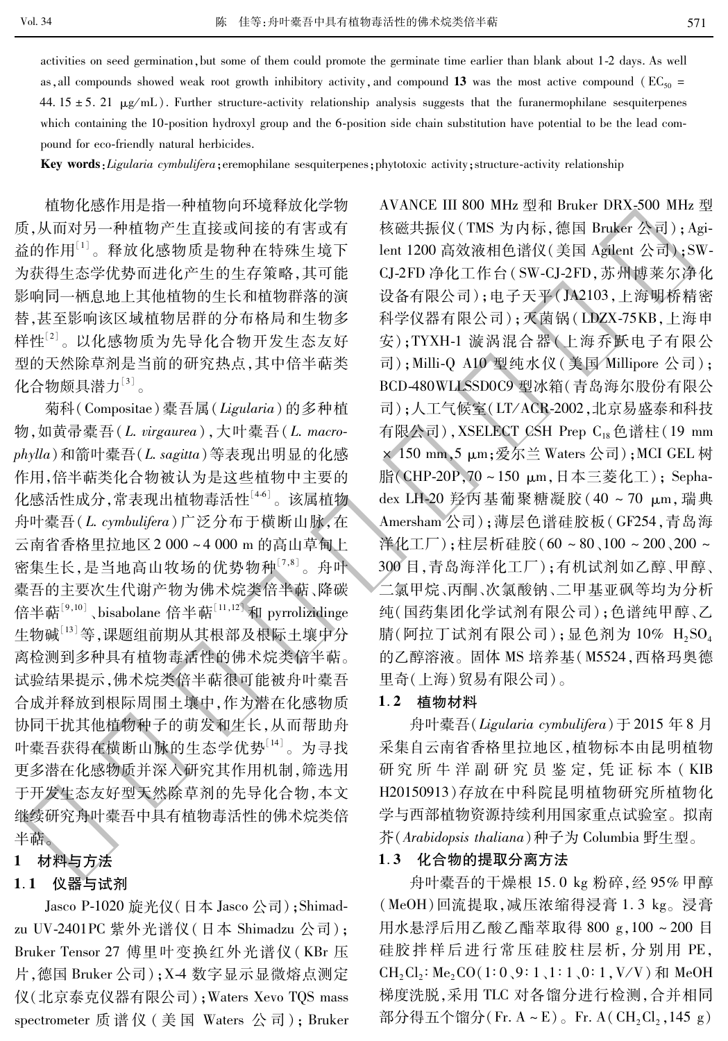activities on seed germination, but some of them could promote the germinate time earlier than blank about 1-2 days. As well as, all compounds showed weak root growth inhibitory activity, and compound **13** was the most active compound ($EC_{50}$ = 44.15 ± 5.21 μg/mL). Further structure-activity relationship analysis suggests that the furanermophilane sesquiterpenes which containing the 10-position hydroxyl group and the 6-position side chain substitution have potential to be the lead compound for eco-friendly natural herbicides.

**Key words**: *Ligularia cymbulifera*; eremophilane sesquiterpenes; phytotoxic activity; structure-activity relationship

植物化感作用是指一种植物向环境释放化学物质,从而对另一种植物产生直接或间接的有害或有益的作用[1]。释放化感物质是物种在特殊生境下为获得生态学优势而进化产生的生存策略,其可能影响同一栖息地上其他植物的生长和植物群落的演替,甚至影响该区域植物居群的分布格局和生物多样性[2]。以化感物质为先导化合物开发生态友好型的天然除草剂是当前的研究热点,其中倍半萜类化合物颇具潜力[3]。

菊科(Compositae)橐吾属(*Ligularia*)的多种植物,如黄帚橐吾(*L. virgaurea*),大叶橐吾(*L. macrophylla*)和箭叶橐吾(*L. sagitta*)等表现出明显的化感作用,倍半萜类化合物被认为是这些植物中主要的化感活性成分,常表现出植物毒活性[4-6]。该属植物舟叶橐吾(*L. cymbulifera*)广泛分布于横断山脉,在云南省香格里拉地区2 000 ~ 4 000 m的高山草甸上密集生长,是当地高山牧场的优势物种[7,8]。舟叶橐吾的主要次生代谢产物为佛术烷类倍半萜、降碳倍半萜[9,10]、bisabolane 倍半萜[11,12]和 pyrrolizidinge 生物碱[13]等,课题组前期从其根部及根际土壤中分离检测到多种具有植物毒活性的佛术烷类倍半萜。试验结果提示,佛术烷类倍半萜很可能被舟叶橐吾合成并释放到根际周围土壤中,作为潜在化感物质协同干扰其他植物种子的萌发和生长,从而帮助舟叶橐吾获得在横断山脉的生态学优势[14]。为寻找更多潜在化感物质并深入研究其作用机制,筛选用于开发生态友好型天然除草剂的先导化合物,本文继续研究舟叶橐吾中具有植物毒活性的佛术烷类倍半萜。

## 1 材料与方法

### 1.1 仪器与试剂

Jasco P-1020 旋光仪(日本 Jasco 公司);Shimadzu UV-2401PC 紫外光谱仪(日本 Shimadzu 公司);Bruker Tensor 27 傅里叶变换红外光谱仪(KBr 压片,德国 Bruker 公司);X-4 数字显示显微熔点测定仪(北京泰克仪器有限公司);Waters Xevo TQS mass spectrometer 质谱仪(美国 Waters 公司);Bruker AVANCE III 800 MHz 型和 Bruker DRX-500 MHz 型核磁共振仪(TMS 为内标,德国 Bruker 公司);Agilent 1200 高效液相色谱仪(美国 Agilent 公司);SW-CJ-2FD 净化工作台(SW-CJ-2FD,苏州博莱尔净化设备有限公司);电子天平(JA2103,上海明桥精密科学仪器有限公司);灭菌锅(LDZX-75KB,上海申安);TYXH-1 漩涡混合器(上海乔跃电子有限公司);Milli-Q A10 型纯水仪(美国 Millipore 公司);BCD-480WLLSSD0C9 型冰箱(青岛海尔股份有限公司);人工气候室(LT/ACR-2002,北京易盛泰和科技有限公司),XSELECT CSH Prep $C_{18}$ 色谱柱(19 mm × 150 mm,5 μm;爱尔兰 Waters 公司);MCI GEL 树脂(CHP-20P,70 ~ 150 μm,日本三菱化工);Sephadex LH-20 羟丙基葡聚糖凝胶(40 ~ 70 μm,瑞典 Amersham 公司);薄层色谱硅胶板(GF254,青岛海洋化工厂);柱层析硅胶(60 ~ 80、100 ~ 200、200 ~ 300 目,青岛海洋化工厂);有机试剂如乙醇、甲醇、二氯甲烷、丙酮、次氯酸钠、二甲基亚砜等均为分析纯(国药集团化学试剂有限公司);色谱纯甲醇、乙腈(阿拉丁试剂有限公司);显色剂为 10% $H_2SO_4$ 的乙醇溶液。固体 MS 培养基(M5524,西格玛奥德里奇(上海)贸易有限公司)。

### 1.2 植物材料

舟叶橐吾(*Ligularia cymbulifera*)于 2015 年 8 月采集自云南省香格里拉地区,植物标本由昆明植物研究所牛洋副研究员鉴定,凭证标本(KIB H20150913)存放在中科院昆明植物研究所植物化学与西部植物资源持续利用国家重点试验室。拟南芥(*Arabidopsis thaliana*)种子为 Columbia 野生型。

### 1.3 化合物的提取分离方法

舟叶橐吾的干燥根 15.0 kg 粉碎,经 95% 甲醇(MeOH)回流提取,减压浓缩得浸膏 1.3 kg。浸膏用水悬浮后用乙酸乙酯萃取得 800 g,100 ~ 200 目硅胶拌样后进行常压硅胶柱层析,分别用 PE,$CH_2Cl_2$:$Me_2CO$(1:0、9:1、1:1、0:1,V/V)和 MeOH 梯度洗脱,采用 TLC 对各馏分进行检测,合并相同部分得五个馏分(Fr. A ~ E)。Fr. A($CH_2Cl_2$,145 g)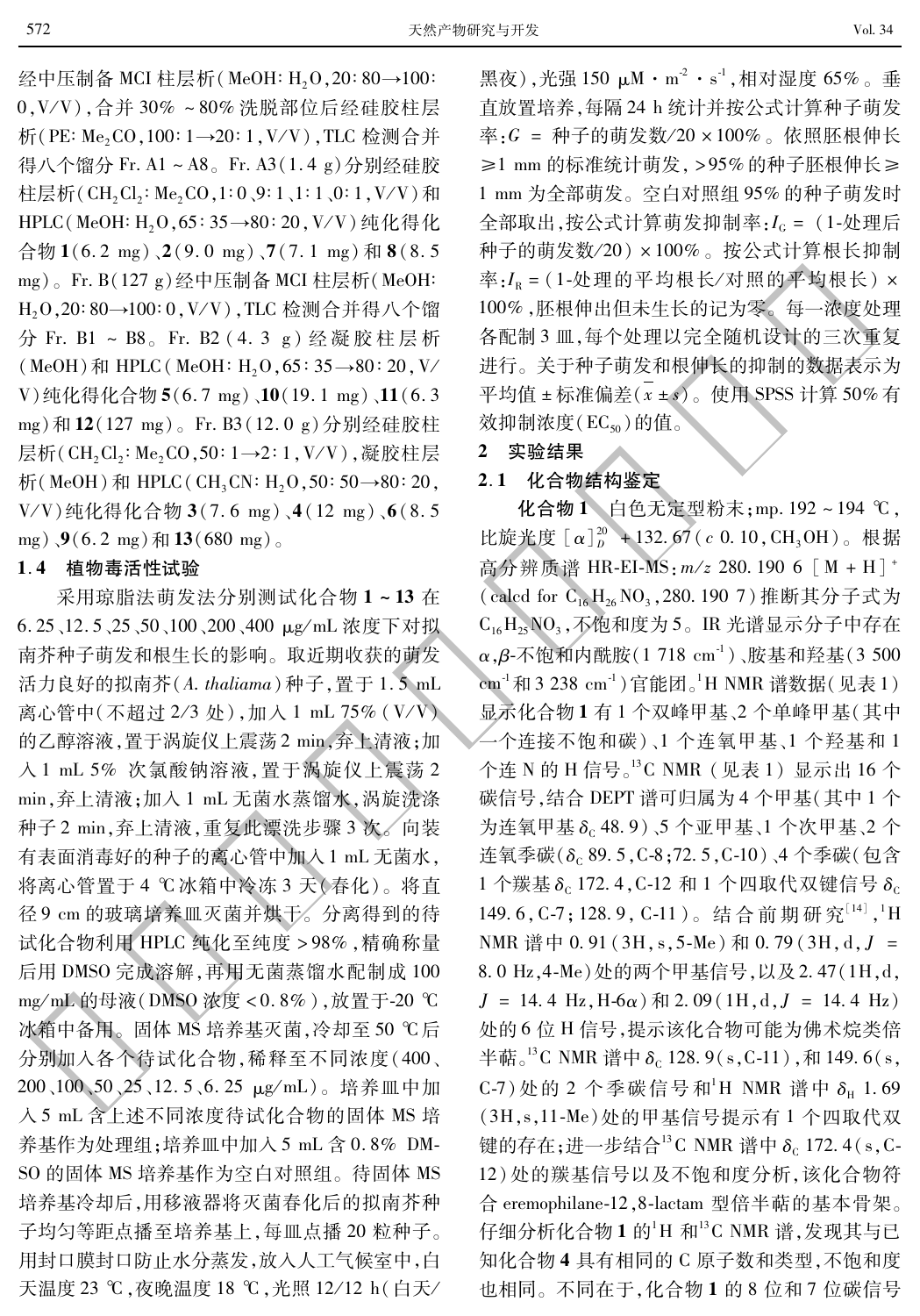经中压制备 MCI 柱层析（MeOH∶$H_2O$，20∶80→100∶0，V/V），合并 30% ~80% 洗脱部位后经硅胶柱层析（PE∶$Me_2CO$，100∶1→20∶1，V/V），TLC 检测合并得八个馏分 Fr. A1 ~ A8。Fr. A3（1.4 g）分别经硅胶柱层析（$CH_2Cl_2$∶$Me_2CO$，1∶0、9∶1、1∶1、0∶1，V/V）和 HPLC（MeOH∶$H_2O$，65∶35→80∶20，V/V）纯化得化合物 **1**（6.2 mg）、**2**（9.0 mg）、**7**（7.1 mg）和 **8**（8.5 mg）。Fr. B（127 g）经中压制备 MCI 柱层析（MeOH∶$H_2O$，20∶80→100∶0，V/V），TLC 检测合并得八个馏分 Fr. B1 ~ B8。Fr. B2（4.3 g）经凝胶柱层析（MeOH）和 HPLC（MeOH∶$H_2O$，65∶35→80∶20，V/V）纯化得化合物 **5**（6.7 mg）、**10**（19.1 mg）、**11**（6.3 mg）和 **12**（127 mg）。Fr. B3（12.0 g）分别经硅胶柱层析（$CH_2Cl_2$∶$Me_2CO$，50∶1→2∶1，V/V），凝胶柱层析（MeOH）和 HPLC（$CH_3CN$∶$H_2O$，50∶50→80∶20，V/V）纯化得化合物 **3**（7.6 mg）、**4**（12 mg）、**6**（8.5 mg）、**9**（6.2 mg）和 **13**（680 mg）。

### 1.4　植物毒活性试验

采用琼脂法萌发法分别测试化合物 **1** ~ **13** 在 6.25、12.5、25、50、100、200、400 μg/mL 浓度下对拟南芥种子萌发和根生长的影响。取近期收获的萌发活力良好的拟南芥（*A. thaliama*）种子，置于 1.5 mL 离心管中（不超过 2/3 处），加入 1 mL 75%（V/V）的乙醇溶液，置于涡旋仪上震荡 2 min，弃上清液；加入 1 mL 5% 次氯酸钠溶液，置于涡旋仪上震荡 2 min，弃上清液；加入 1 mL 无菌水蒸馏水，涡旋洗涤种子 2 min，弃上清液，重复此漂洗步骤 3 次。向装有表面消毒好的种子的离心管中加入 1 mL 无菌水，将离心管置于 4 ℃ 冰箱中冷冻 3 天（春化）。将直径 9 cm 的玻璃培养皿灭菌并烘干。分离得到的待试化合物利用 HPLC 纯化至纯度 >98%，精确称量后用 DMSO 完成溶解，再用无菌蒸馏水配制成 100 mg/mL 的母液（DMSO 浓度 <0.8%），放置于-20 ℃ 冰箱中备用。固体 MS 培养基灭菌，冷却至 50 ℃ 后分别加入各个待试化合物，稀释至不同浓度（400、200、100、50、25、12.5、6.25 μg/mL）。培养皿中加入 5 mL 含上述不同浓度待试化合物的固体 MS 培养基作为处理组；培养皿中加入 5 mL 含 0.8% DMSO 的固体 MS 培养基作为空白对照组。待固体 MS 培养基冷却后，用移液器将灭菌春化后的拟南芥种子均匀等距点播至培养基上，每皿点播 20 粒种子。用封口膜封口防止水分蒸发，放入人工气候室中，白天温度 23 ℃，夜晚温度 18 ℃，光照 12/12 h（白天/黑夜），光强 150 $\mu M \cdot m^{-2} \cdot s^{-1}$，相对湿度 65%。垂直放置培养，每隔 24 h 统计并按公式计算种子萌发率：$G$ = 种子的萌发数/20 × 100%。依照胚根伸长 ≥1 mm 的标准统计萌发，>95% 的种子胚根伸长 ≥ 1 mm 为全部萌发。空白对照组 95% 的种子萌发时全部取出，按公式计算萌发抑制率：$I_G$ =（1-处理后种子的萌发数/20）× 100%。按公式计算根长抑制率：$I_R$ =（1-处理的平均根长/对照的平均根长）× 100%，胚根伸出但未生长的记为零。每一浓度处理各配制 3 皿，每个处理以完全随机设计的三次重复进行。关于种子萌发和根伸长的抑制的数据表示为平均值 ± 标准偏差（$\bar{x} \pm s$）。使用 SPSS 计算 50% 有效抑制浓度（$EC_{50}$）的值。

## 2　实验结果

### 2.1　化合物结构鉴定

**化合物 1**　白色无定型粉末；mp. 192 ~ 194 ℃，比旋光度 $[\alpha]_D^{20}$ +132.67（*c* 0.10，$CH_3OH$）。根据高分辨质谱 HR-EI-MS：*m/z* 280.190 6 $[M + H]^+$（calcd for $C_{16}H_{26}NO_3$，280.190 7）推断其分子式为 $C_{16}H_{25}NO_3$，不饱和度为 5。IR 光谱显示分子中存在 $\alpha,\beta$-不饱和内酰胺（1 718 $cm^{-1}$）、胺基和羟基（3 500 $cm^{-1}$ 和 3 238 $cm^{-1}$）官能团。$^1H$ NMR 谱数据（见表 1）显示化合物 **1** 有 1 个双峰甲基、2 个单峰甲基（其中一个连接不饱和碳）、1 个连氧甲基、1 个羟基和 1 个连 N 的 H 信号。$^{13}C$ NMR（见表 1）显示出 16 个碳信号，结合 DEPT 谱可归属为 4 个甲基（其中 1 个为连氧甲基 $\delta_C$ 48.9）、5 个亚甲基、1 个次甲基、2 个连氧季碳（$\delta_C$ 89.5，C-8；72.5，C-10）、4 个季碳（包含 1 个羰基 $\delta_C$ 172.4，C-12 和 1 个四取代双键信号 $\delta_C$ 149.6，C-7；128.9，C-11）。结合前期研究[14]，$^1H$ NMR 谱中 0.91（3H，s，5-Me）和 0.79（3H，d，$J$ = 8.0 Hz，4-Me）处的两个甲基信号，以及 2.47（1H，d，$J$ = 14.4 Hz，H-6α）和 2.09（1H，d，$J$ = 14.4 Hz）处的 6 位 H 信号，提示该化合物可能为佛术烷类倍半萜。$^{13}C$ NMR 谱中 $\delta_C$ 128.9（s，C-11），和 149.6（s，C-7）处的 2 个季碳信号和 $^1H$ NMR 谱中 $\delta_H$ 1.69（3H，s，11-Me）处的甲基信号提示有 1 个四取代双键的存在；进一步结合 $^{13}C$ NMR 谱中 $\delta_C$ 172.4（s，C-12）处的羰基信号以及不饱和度分析，该化合物符合 eremophilane-12,8-lactam 型倍半萜的基本骨架。仔细分析化合物 **1** 的 $^1H$ 和 $^{13}C$ NMR 谱，发现其与已知化合物 **4** 具有相同的 C 原子数和类型，不饱和度也相同。不同在于，化合物 **1** 的 8 位和 7 位碳信号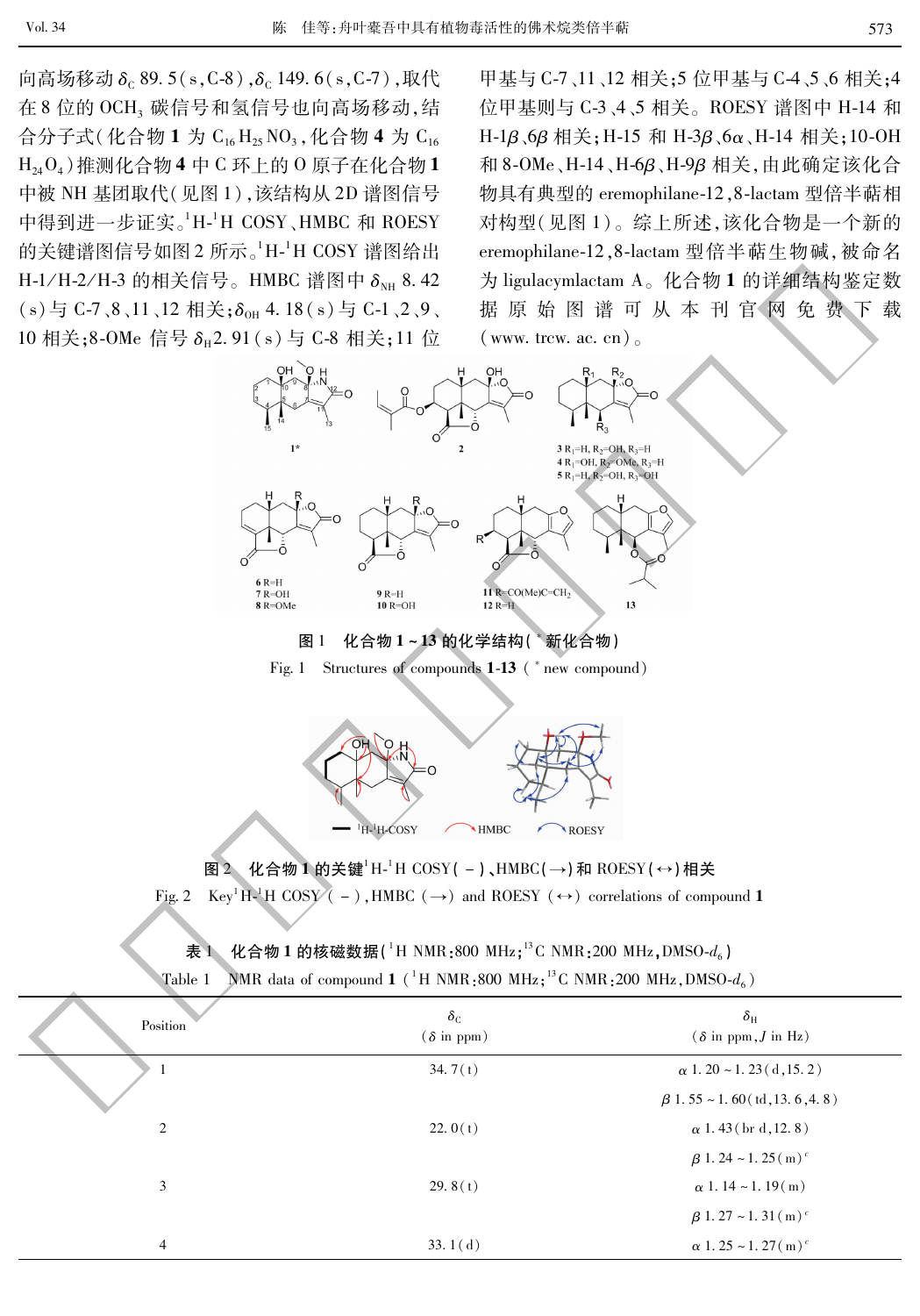向高场移动 $\delta_C$ 89.5(s,C-8),$\delta_C$ 149.6(s,C-7),取代在 8 位的 $OCH_3$ 碳信号和氢信号也向高场移动,结合分子式(化合物 **1** 为 $C_{16}H_{25}NO_3$,化合物 **4** 为 $C_{16}H_{24}O_4$)推测化合物 **4** 中 C 环上的 O 原子在化合物 **1** 中被 NH 基团取代(见图 1),该结构从 2D 谱图信号中得到进一步证实。$^1$H-$^1$H COSY、HMBC 和 ROESY 的关键谱图信号如图 2 所示。$^1$H-$^1$H COSY 谱图给出 H-1/H-2/H-3 的相关信号。HMBC 谱图中 $\delta_{NH}$ 8.42(s)与 C-7、8、11、12 相关;$\delta_{OH}$ 4.18(s)与 C-1、2、9、10 相关;8-OMe 信号 $\delta_H$2.91(s)与 C-8 相关;11 位甲基与 C-7、11、12 相关;5 位甲基与 C-4、5、6 相关;4 位甲基则与 C-3、4、5 相关。ROESY 谱图中 H-14 和 H-1β、6β 相关;H-15 和 H-3β、6α、H-14 相关;10-OH 和 8-OMe、H-14、H-6β、H-9β 相关,由此确定该化合物具有典型的 eremophilane-12,8-lactam 型倍半萜相对构型(见图 1)。综上所述,该化合物是一个新的 eremophilane-12,8-lactam 型倍半萜生物碱,被命名为 ligulacymlactam A。化合物 **1** 的详细结构鉴定数据原始图谱可从本刊官网免费下载(www.trcw.ac.cn)。

图 1 化合物 1 ~ 13 的化学结构( * 新化合物)

Fig. 1 Structures of compounds **1-13** ( * new compound)

图 2 化合物 1 的关键 $^1$H-$^1$H COSY( – )、HMBC(→)和 ROESY(↔)相关

Fig. 2 Key $^1$H-$^1$H COSY ( – ), HMBC (→) and ROESY (↔) correlations of compound **1**

表 1 化合物 1 的核磁数据($^1$H NMR:800 MHz;$^{13}$C NMR:200 MHz,DMSO-$d_6$)

Table 1 NMR data of compound **1** ($^1$H NMR:800 MHz;$^{13}$C NMR:200 MHz,DMSO-$d_6$)

| Position | $\delta_C$ (δ in ppm) | $\delta_H$ (δ in ppm, $J$ in Hz) |
|---|---|---|
| 1 | 34.7(t) | α 1.20 ~ 1.23(d,15.2) |
| | | β 1.55 ~ 1.60(td,13.6,4.8) |
| 2 | 22.0(t) | α 1.43(br d,12.8) |
| | | β 1.24 ~ 1.25(m)$^c$ |
| 3 | 29.8(t) | α 1.14 ~ 1.19(m) |
| | | β 1.27 ~ 1.31(m)$^c$ |
| 4 | 33.1(d) | α 1.25 ~ 1.27(m)$^c$ |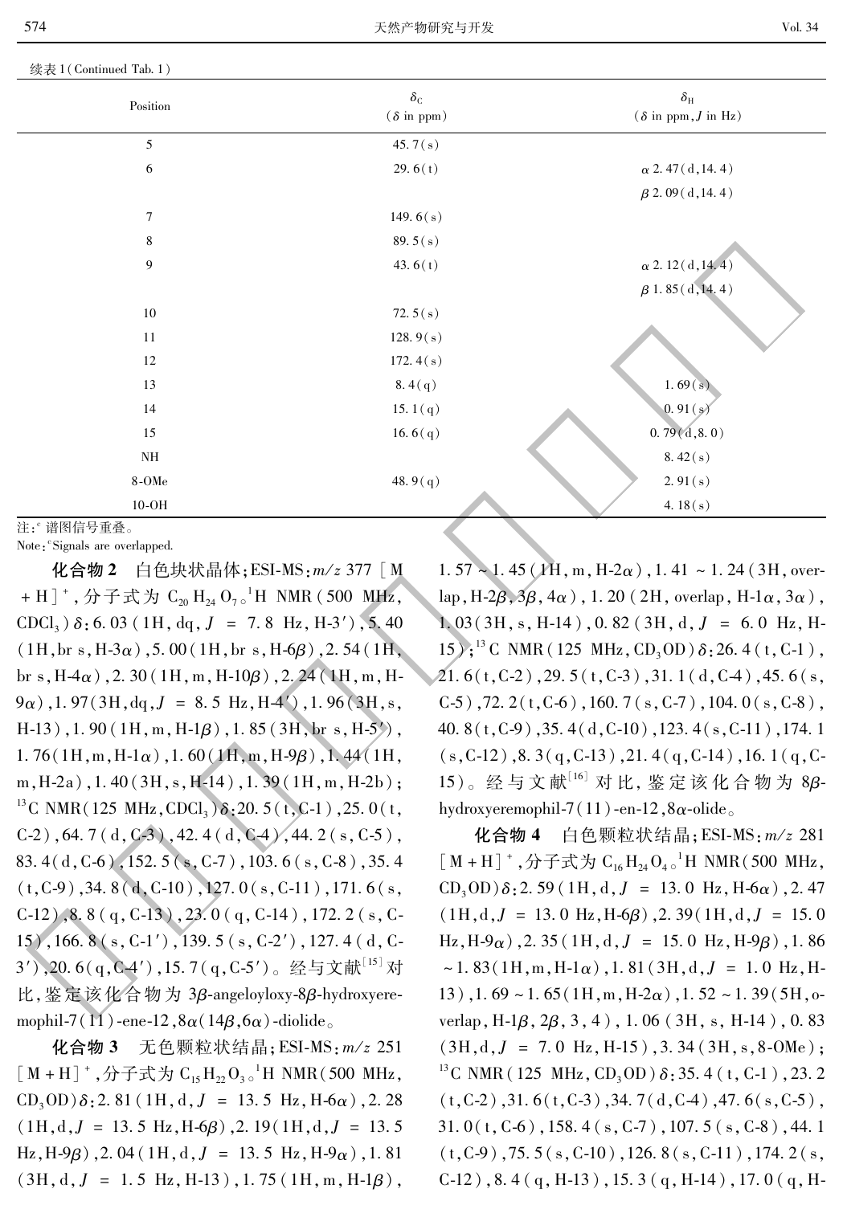续表1(Continued Tab. 1)

| Position | $\delta_C$ ($\delta$ in ppm) | $\delta_H$ ($\delta$ in ppm, $J$ in Hz) |
|---|---|---|
| 5 | 45.7(s) | |
| 6 | 29.6(t) | α 2.47(d,14.4) |
| | | β 2.09(d,14.4) |
| 7 | 149.6(s) | |
| 8 | 89.5(s) | |
| 9 | 43.6(t) | α 2.12(d,14.4) |
| | | β 1.85(d,14.4) |
| 10 | 72.5(s) | |
| 11 | 128.9(s) | |
| 12 | 172.4(s) | |
| 13 | 8.4(q) | 1.69(s) |
| 14 | 15.1(q) | 0.91(s) |
| 15 | 16.6(q) | 0.79(d,8.0) |
| NH | | 8.42(s) |
| 8-OMe | 48.9(q) | 2.91(s) |
| 10-OH | | 4.18(s) |

注:[c] 谱图信号重叠。
Note: [c]Signals are overlapped.

**化合物2** 白色块状晶体;ESI-MS: $m/z$ 377 [M+H]$^+$,分子式为 $C_{20}H_{24}O_7$。$^1$H NMR (500 MHz, $CDCl_3$) $\delta$: 6.03 (1H, dq, $J$ = 7.8 Hz, H-3′), 5.40 (1H, br s, H-3α), 5.00 (1H, br s, H-6β), 2.54 (1H, br s, H-4α), 2.30 (1H, m, H-10β), 2.24 (1H, m, H-9α), 1.97 (3H, dq, $J$ = 8.5 Hz, H-4′), 1.96 (3H, s, H-13), 1.90 (1H, m, H-1β), 1.85 (3H, br s, H-5′), 1.76 (1H, m, H-1α), 1.60 (1H, m, H-9β), 1.44 (1H, m, H-2a), 1.40 (3H, s, H-14), 1.39 (1H, m, H-2b); $^{13}$C NMR (125 MHz, $CDCl_3$) $\delta$: 20.5 (t, C-1), 25.0 (t, C-2), 64.7 (d, C-3), 42.4 (d, C-4), 44.2 (s, C-5), 83.4 (d, C-6), 152.5 (s, C-7), 103.6 (s, C-8), 35.4 (t, C-9), 34.8 (d, C-10), 127.0 (s, C-11), 171.6 (s, C-12), 8.8 (q, C-13), 23.0 (q, C-14), 172.2 (s, C-15), 166.8 (s, C-1′), 139.5 (s, C-2′), 127.4 (d, C-3′), 20.6 (q, C-4′), 15.7 (q, C-5′)。经与文献[15]对比,鉴定该化合物为 3β-angeloyloxy-8β-hydroxyeremophil-7(11)-ene-12,8α(14β,6α)-diolide。

**化合物3** 无色颗粒状结晶;ESI-MS: $m/z$ 251 [M+H]$^+$,分子式为 $C_{15}H_{22}O_3$。$^1$H NMR (500 MHz, $CD_3OD$) $\delta$: 2.81 (1H, d, $J$ = 13.5 Hz, H-6α), 2.28 (1H, d, $J$ = 13.5 Hz, H-6β), 2.19 (1H, d, $J$ = 13.5 Hz, H-9β), 2.04 (1H, d, $J$ = 13.5 Hz, H-9α), 1.81 (3H, d, $J$ = 1.5 Hz, H-13), 1.75 (1H, m, H-1β), 1.57 ~ 1.45 (1H, m, H-2α), 1.41 ~ 1.24 (3H, overlap, H-2β, 3β, 4α), 1.20 (2H, overlap, H-1α, 3α), 1.03 (3H, s, H-14), 0.82 (3H, d, $J$ = 6.0 Hz, H-15); $^{13}$C NMR (125 MHz, $CD_3OD$) $\delta$: 26.4 (t, C-1), 21.6 (t, C-2), 29.5 (t, C-3), 31.1 (d, C-4), 45.6 (s, C-5), 72.2 (t, C-6), 160.7 (s, C-7), 104.0 (s, C-8), 40.8 (t, C-9), 35.4 (d, C-10), 123.4 (s, C-11), 174.1 (s, C-12), 8.3 (q, C-13), 21.4 (q, C-14), 16.1 (q, C-15)。经与文献[16]对比,鉴定该化合物为 8β-hydroxyeremophil-7(11)-en-12,8α-olide。

**化合物4** 白色颗粒状结晶;ESI-MS: $m/z$ 281 [M+H]$^+$,分子式为 $C_{16}H_{24}O_4$。$^1$H NMR (500 MHz, $CD_3OD$) $\delta$: 2.59 (1H, d, $J$ = 13.0 Hz, H-6α), 2.47 (1H, d, $J$ = 13.0 Hz, H-6β), 2.39 (1H, d, $J$ = 15.0 Hz, H-9α), 2.35 (1H, d, $J$ = 15.0 Hz, H-9β), 1.86 ~ 1.83 (1H, m, H-1α), 1.81 (3H, d, $J$ = 1.0 Hz, H-13), 1.69 ~ 1.65 (1H, m, H-2α), 1.52 ~ 1.39 (5H, overlap, H-1β, 2β, 3, 4), 1.06 (3H, s, H-14), 0.83 (3H, d, $J$ = 7.0 Hz, H-15), 3.34 (3H, s, 8-OMe); $^{13}$C NMR (125 MHz, $CD_3OD$) $\delta$: 35.4 (t, C-1), 23.2 (t, C-2), 31.6 (t, C-3), 34.7 (d, C-4), 47.6 (s, C-5), 31.0 (t, C-6), 158.4 (s, C-7), 107.5 (s, C-8), 44.1 (t, C-9), 75.5 (s, C-10), 126.8 (s, C-11), 174.2 (s, C-12), 8.4 (q, H-13), 15.3 (q, H-14), 17.0 (q, H-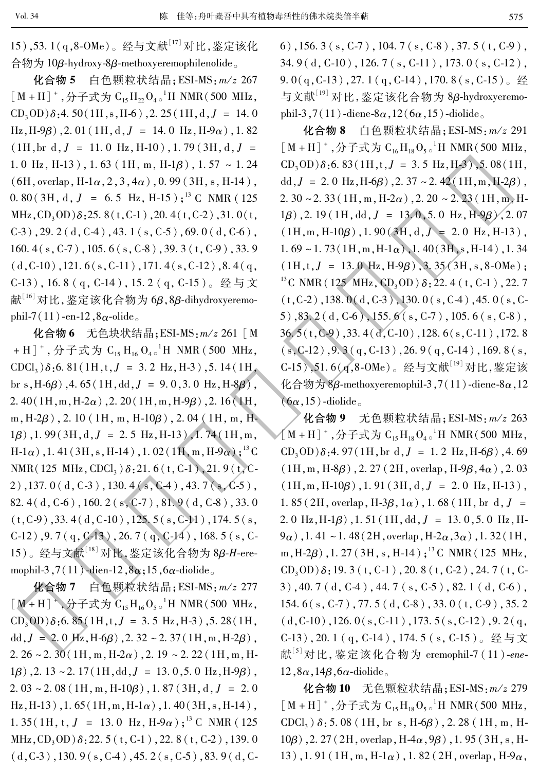15),53.1(q,8-OMe)。经与文献[17]对比,鉴定该化合物为 10β-hydroxy-8β-methoxyeremophilenolide。

**化合物 5** 白色颗粒状结晶;ESI-MS: *m/z* 267 [M+H]$^+$,分子式为 $C_{15}H_{22}O_4$。$^1$H NMR(500 MHz, $CD_3OD$)δ:4.50(1H,s,H-6),2.25(1H,d,*J* = 14.0 Hz,H-9β),2.01(1H,d,*J* = 14.0 Hz,H-9α),1.82(1H,br d,*J* = 11.0 Hz,H-10),1.79(3H,d,*J* = 1.0 Hz,H-13),1.63(1H,m,H-1β),1.57~1.24(6H,overlap,H-1α,2,3,4α),0.99(3H,s,H-14),0.80(3H,d,*J* = 6.5 Hz,H-15);$^{13}$C NMR(125 MHz,$CD_3OD$)δ:25.8(t,C-1),20.4(t,C-2),31.0(t,C-3),29.2(d,C-4),43.1(s,C-5),69.0(d,C-6),160.4(s,C-7),105.6(s,C-8),39.3(t,C-9),33.9(d,C-10),121.6(s,C-11),171.4(s,C-12),8.4(q,C-13),16.8(q,C-14),15.2(q,C-15)。经与文献[16]对比,鉴定该化合物为 6β,8β-dihydroxyeremophil-7(11)-en-12,8α-olide。

**化合物 6** 无色块状结晶;ESI-MS: *m/z* 261 [M+H]$^+$,分子式为 $C_{15}H_{16}O_4$。$^1$H NMR(500 MHz, $CDCl_3$)δ:6.81(1H,t,*J* = 3.2 Hz,H-3),5.14(1H,br s,H-6β),4.65(1H,dd,*J* = 9.0,3.0 Hz,H-8β),2.40(1H,m,H-2α),2.20(1H,m,H-9β),2.16(1H,m,H-2β),2.10(1H,m,H-10β),2.04(1H,m,H-1β),1.99(3H,d,*J* = 2.5 Hz,H-13),1.74(1H,m,H-1α),1.41(3H,s,H-14),1.02(1H,m,H-9α);$^{13}$C NMR(125 MHz,$CDCl_3$)δ:21.6(t,C-1),21.9(t,C-2),137.0(d,C-3),130.4(s,C-4),43.7(s,C-5),82.4(d,C-6),160.2(s,C-7),81.9(d,C-8),33.0(t,C-9),33.4(d,C-10),125.5(s,C-11),174.5(s,C-12),9.7(q,C-13),26.7(q,C-14),168.5(s,C-15)。经与文献[18]对比,鉴定该化合物为 8β-*H*-eremophil-3,7(11)-dien-12,8α;15,6α-diolide。

**化合物 7** 白色颗粒状结晶;ESI-MS: *m/z* 277 [M+H]$^+$,分子式为 $C_{15}H_{16}O_5$。$^1$H NMR(500 MHz, $CD_3OD$)δ:6.85(1H,t,*J* = 3.5 Hz,H-3),5.28(1H,dd,*J* = 2.0 Hz,H-6β),2.32~2.37(1H,m,H-2β),2.26~2.30(1H,m,H-2α),2.19~2.22(1H,m,H-1β),2.13~2.17(1H,dd,*J* = 13.0,5.0 Hz,H-9β),2.03~2.08(1H,m,H-10β),1.87(3H,d,*J* = 2.0 Hz,H-13),1.65(1H,m,H-1α),1.40(3H,s,H-14),1.35(1H,t,*J* = 13.0 Hz,H-9α);$^{13}$C NMR(125 MHz,$CD_3OD$)δ:22.5(t,C-1),22.8(t,C-2),139.0(d,C-3),130.9(s,C-4),45.2(s,C-5),83.9(d,C-6),156.3(s,C-7),104.7(s,C-8),37.5(t,C-9),34.9(d,C-10),126.7(s,C-11),173.0(s,C-12),9.0(q,C-13),27.1(q,C-14),170.8(s,C-15)。经与文献[19]对比,鉴定该化合物为 8β-hydroxyeremophil-3,7(11)-diene-8α,12(6α,15)-diolide。

**化合物 8** 白色颗粒状结晶;ESI-MS: *m/z* 291 [M+H]$^+$,分子式为 $C_{16}H_{18}O_5$。$^1$H NMR(500 MHz, $CD_3OD$)δ:6.83(1H,t,*J* = 3.5 Hz,H-3),5.08(1H,dd,*J* = 2.0 Hz,H-6β),2.37~2.42(1H,m,H-2β),2.30~2.33(1H,m,H-2α),2.20~2.23(1H,m,H-1β),2.19(1H,dd,*J* = 13.0,5.0 Hz,H-9β),2.07(1H,m,H-10β),1.90(3H,d,*J* = 2.0 Hz,H-13),1.69~1.73(1H,m,H-1α),1.40(3H,s,H-14),1.34(1H,t,*J* = 13.0 Hz,H-9β),3.35(3H,s,8-OMe);$^{13}$C NMR(125 MHz,$CD_3OD$)δ:22.4(t,C-1),22.7(t,C-2),138.0(d,C-3),130.0(s,C-4),45.0(s,C-5),83.2(d,C-6),155.6(s,C-7),105.6(s,C-8),36.5(t,C-9),33.4(d,C-10),128.6(s,C-11),172.8(s,C-12),9.3(q,C-13),26.9(q,C-14),169.8(s,C-15),51.6(q,8-OMe)。经与文献[19]对比,鉴定该化合物为 8β-methoxyeremophil-3,7(11)-diene-8α,12(6α,15)-diolide。

**化合物 9** 无色颗粒状结晶;ESI-MS: *m/z* 263 [M+H]$^+$,分子式为 $C_{15}H_{18}O_4$。$^1$H NMR(500 MHz, $CD_3OD$)δ:4.97(1H,br d,*J* = 1.2 Hz,H-6β),4.69(1H,m,H-8β),2.27(2H,overlap,H-9β,4α),2.03(1H,m,H-10β),1.91(3H,d,*J* = 2.0 Hz,H-13),1.85(2H,overlap,H-3β,1α),1.68(1H,br d,*J* = 2.0 Hz,H-1β),1.51(1H,dd,*J* = 13.0,5.0 Hz,H-9α),1.41~1.48(2H,overlap,H-2α,3α),1.32(1H,m,H-2β),1.27(3H,s,H-14);$^{13}$C NMR(125 MHz,$CD_3OD$)δ:19.3(t,C-1),20.8(t,C-2),24.7(t,C-3),40.7(d,C-4),44.7(s,C-5),82.1(d,C-6),154.6(s,C-7),77.5(d,C-8),33.0(t,C-9),35.2(d,C-10),126.0(s,C-11),173.5(s,C-12),9.2(q,C-13),20.1(q,C-14),174.5(s,C-15)。经与文献[5]对比,鉴定该化合物为 eremophil-7(11)-*ene*-12,8α,14β,6α-diolide。

**化合物 10** 无色颗粒状结晶;ESI-MS: *m/z* 279 [M+H]$^+$,分子式为 $C_{15}H_{18}O_5$。$^1$H NMR(500 MHz, $CDCl_3$)δ:5.08(1H,br s,H-6β),2.28(1H,m,H-10β),2.27(2H,overlap,H-4α,9β),1.95(3H,s,H-13),1.91(1H,m,H-1α),1.82(2H,overlap,H-9α,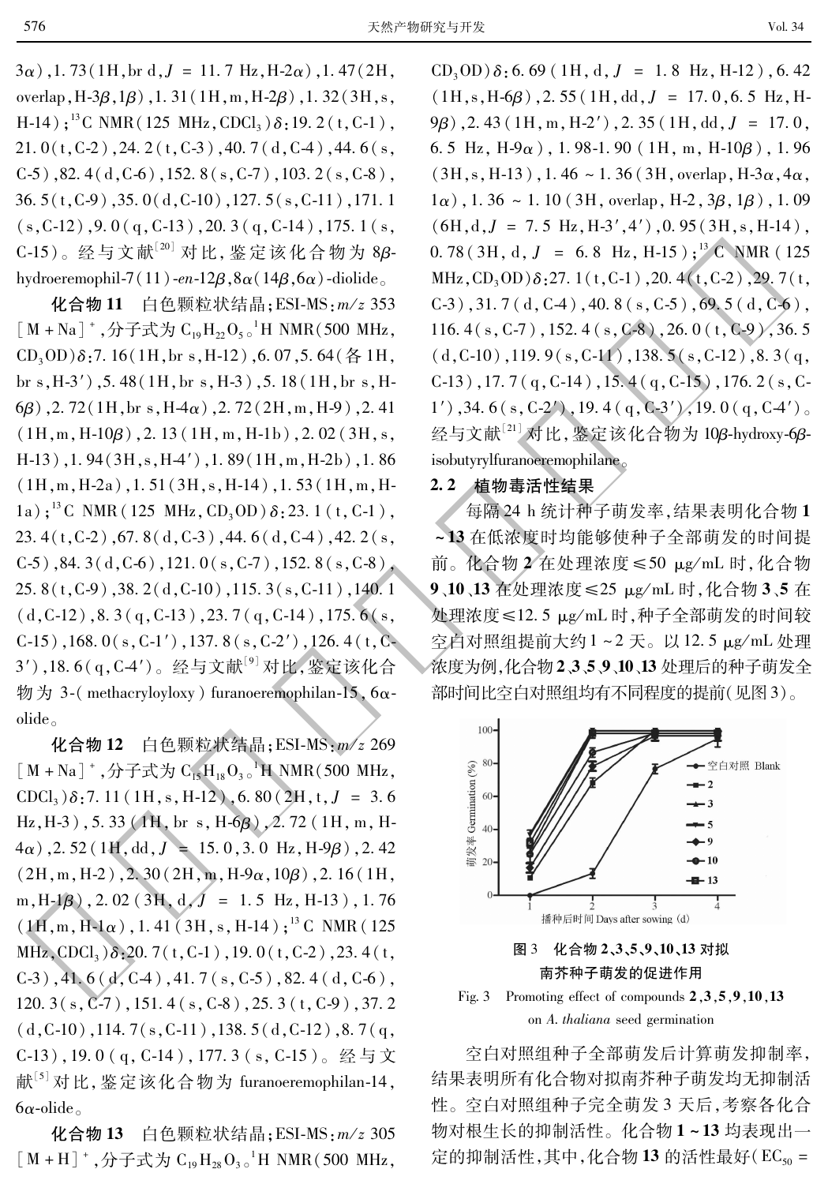3α), 1.73 (1H, br d, $J$ = 11.7 Hz, H-2α), 1.47 (2H, overlap, H-3β, 1β), 1.31 (1H, m, H-2β), 1.32 (3H, s, H-14); $^{13}$C NMR (125 MHz, $CDCl_3$) δ: 19.2 (t, C-1), 21.0 (t, C-2), 24.2 (t, C-3), 40.7 (d, C-4), 44.6 (s, C-5), 82.4 (d, C-6), 152.8 (s, C-7), 103.2 (s, C-8), 36.5 (t, C-9), 35.0 (d, C-10), 127.5 (s, C-11), 171.1 (s, C-12), 9.0 (q, C-13), 20.3 (q, C-14), 175.1 (s, C-15)。经与文献[20]对比，鉴定该化合物为 8β-hydroeremophil-7(11)-*en*-12β,8α(14β,6α)-diolide。

**化合物 11**　白色颗粒状结晶；ESI-MS: $m/z$ 353 $[M+Na]^+$，分子式为 $C_{19}H_{22}O_5$。$^1$H NMR (500 MHz, $CD_3OD$) δ: 7.16 (1H, br s, H-12), 6.07, 5.64 (各 1H, br s, H-3′), 5.48 (1H, br s, H-3), 5.18 (1H, br s, H-6β), 2.72 (1H, br s, H-4α), 2.72 (2H, m, H-9), 2.41 (1H, m, H-10β), 2.13 (1H, m, H-1b), 2.02 (3H, s, H-13), 1.94 (3H, s, H-4′), 1.89 (1H, m, H-2b), 1.86 (1H, m, H-2a), 1.51 (3H, s, H-14), 1.53 (1H, m, H-1a); $^{13}$C NMR (125 MHz, $CD_3OD$) δ: 23.1 (t, C-1), 23.4 (t, C-2), 67.8 (d, C-3), 44.6 (d, C-4), 42.2 (s, C-5), 84.3 (d, C-6), 121.0 (s, C-7), 152.8 (s, C-8), 25.8 (t, C-9), 38.2 (d, C-10), 115.3 (s, C-11), 140.1 (d, C-12), 8.3 (q, C-13), 23.7 (q, C-14), 175.6 (s, C-15), 168.0 (s, C-1′), 137.8 (s, C-2′), 126.4 (t, C-3′), 18.6 (q, C-4′)。经与文献[9]对比，鉴定该化合物为 3-(methacryloyloxy) furanoeremophilan-15,6α-olide。

**化合物 12**　白色颗粒状结晶；ESI-MS: $m/z$ 269 $[M+Na]^+$，分子式为 $C_{15}H_{18}O_3$。$^1$H NMR (500 MHz, $CDCl_3$) δ: 7.11 (1H, s, H-12), 6.80 (2H, t, $J$ = 3.6 Hz, H-3), 5.33 (1H, br s, H-6β), 2.72 (1H, m, H-4α), 2.52 (1H, dd, $J$ = 15.0, 3.0 Hz, H-9β), 2.42 (2H, m, H-2), 2.30 (2H, m, H-9α, 10β), 2.16 (1H, m, H-1β), 2.02 (3H, d, $J$ = 1.5 Hz, H-13), 1.76 (1H, m, H-1α), 1.41 (3H, s, H-14); $^{13}$C NMR (125 MHz, $CDCl_3$) δ: 20.7 (t, C-1), 19.0 (t, C-2), 23.4 (t, C-3), 41.6 (d, C-4), 41.7 (s, C-5), 82.4 (d, C-6), 120.3 (s, C-7), 151.4 (s, C-8), 25.3 (t, C-9), 37.2 (d, C-10), 114.7 (s, C-11), 138.5 (d, C-12), 8.7 (q, C-13), 19.0 (q, C-14), 177.3 (s, C-15)。经与文献[5]对比，鉴定该化合物为 furanoeremophilan-14,6α-olide。

**化合物 13**　白色颗粒状结晶；ESI-MS: $m/z$ 305 $[M+H]^+$，分子式为 $C_{19}H_{28}O_3$。$^1$H NMR (500 MHz, $CD_3OD$) δ: 6.69 (1H, d, $J$ = 1.8 Hz, H-12), 6.42 (1H, s, H-6β), 2.55 (1H, dd, $J$ = 17.0, 6.5 Hz, H-9β), 2.43 (1H, m, H-2′), 2.35 (1H, dd, $J$ = 17.0, 6.5 Hz, H-9α), 1.98-1.90 (1H, m, H-10β), 1.96 (3H, s, H-13), 1.46 ~ 1.36 (3H, overlap, H-3α, 4α, 1α), 1.36 ~ 1.10 (3H, overlap, H-2, 3β, 1β), 1.09 (6H, d, $J$ = 7.5 Hz, H-3′, 4′), 0.95 (3H, s, H-14), 0.78 (3H, d, $J$ = 6.8 Hz, H-15); $^{13}$C NMR (125 MHz, $CD_3OD$) δ: 27.1 (t, C-1), 20.4 (t, C-2), 29.7 (t, C-3), 31.7 (d, C-4), 40.8 (s, C-5), 69.5 (d, C-6), 116.4 (s, C-7), 152.4 (s, C-8), 26.0 (t, C-9), 36.5 (d, C-10), 119.9 (s, C-11), 138.5 (s, C-12), 8.3 (q, C-13), 17.7 (q, C-14), 15.4 (q, C-15), 176.2 (s, C-1′), 34.6 (s, C-2′), 19.4 (q, C-3′), 19.0 (q, C-4′)。经与文献[21]对比，鉴定该化合物为 10β-hydroxy-6β-isobutyrylfuranoeremophilane。

## 2.2　植物毒活性结果

每隔 24 h 统计种子萌发率，结果表明化合物 **1** ~ **13** 在低浓度时均能够使种子全部萌发的时间提前。化合物 **2** 在处理浓度 ≤ 50 μg/mL 时，化合物 **9**、**10**、**13** 在处理浓度 ≤ 25 μg/mL 时，化合物 **3**、**5** 在处理浓度 ≤ 12.5 μg/mL 时，种子全部萌发的时间较空白对照组提前大约 1 ~ 2 天。以 12.5 μg/mL 处理浓度为例，化合物 **2**、**3**、**5**、**9**、**10**、**13** 处理后的种子萌发全部时间比空白对照组均有不同程度的提前(见图 3)。

图 3　化合物 **2**、**3**、**5**、**9**、**10**、**13** 对拟南芥种子萌发的促进作用

Fig. 3　Promoting effect of compounds **2**, **3**, **5**, **9**, **10**, **13** on *A. thaliana* seed germination

空白对照组种子全部萌发后计算萌发抑制率，结果表明所有化合物对拟南芥种子萌发均无抑制活性。空白对照组种子完全萌发 3 天后，考察各化合物对根生长的抑制活性。化合物 **1** ~ **13** 均表现出一定的抑制活性，其中，化合物 **13** 的活性最好($EC_{50}$ =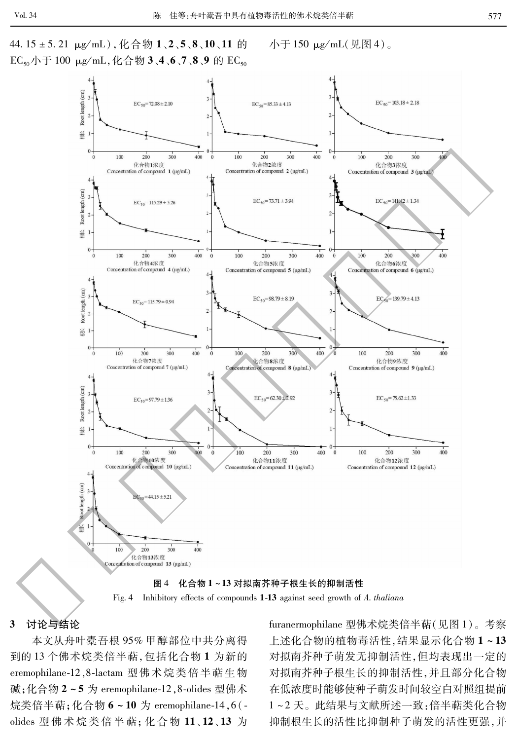44.15 ± 5.21 μg/mL)，化合物 **1**、**2**、**5**、**8**、**10**、**11** 的 $EC_{50}$ 小于 100 μg/mL，化合物 **3**、**4**、**6**、**7**、**8**、**9** 的 $EC_{50}$ 小于 150 μg/mL(见图 4)。

图 4　化合物 1 ~ 13 对拟南芥种子根生长的抑制活性

Fig. 4　Inhibitory effects of compounds **1**-**13** against seed growth of *A. thaliana*

## 3　讨论与结论

本文从舟叶橐吾根 95% 甲醇部位中共分离得到的 13 个佛术烷类倍半萜，包括化合物 **1** 为新的 eremophilane-12,8-lactam 型佛术烷类倍半萜生物碱；化合物 **2** ~ **5** 为 eremophilane-12,8-olides 型佛术烷类倍半萜；化合物 **6** ~ **10** 为 eremophilane-14,6(-olides 型佛术烷类倍半萜；化合物 **11**、**12**、**13** 为 furanermophilane 型佛术烷类倍半萜(见图 1)。考察上述化合物的植物毒活性，结果显示化合物 **1** ~ **13** 对拟南芥种子萌发无抑制活性，但均表现出一定的对拟南芥种子根生长的抑制活性，并且部分化合物在低浓度时能够使种子萌发时间较空白对照组提前 1 ~ 2 天。此结果与文献所述一致：倍半萜类化合物抑制根生长的活性比抑制种子萌发的活性更强，并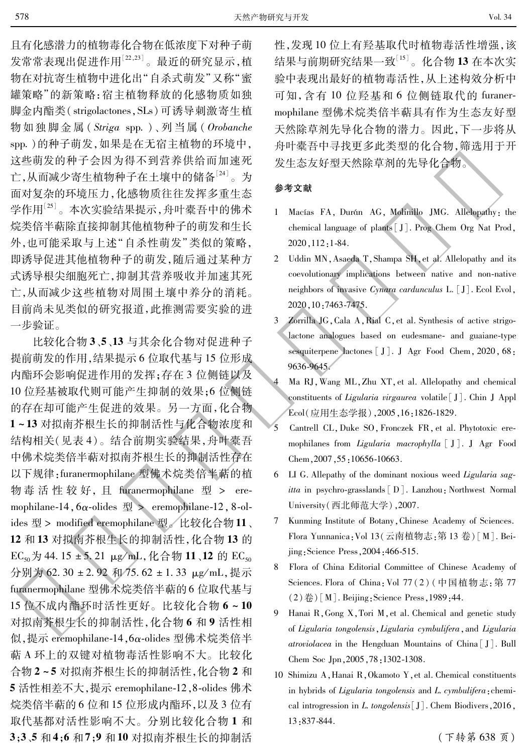且有化感潜力的植物毒化合物在低浓度下对种子萌发常常表现出促进作用[22,23]。最近的研究显示,植物在对抗寄生植物中进化出"自杀式萌发"又称"蜜罐策略"的新策略:宿主植物释放的化感物质如独脚金内酯类(strigolactones,SLs)可诱导刺激寄生植物如独脚金属(*Striga* spp.)、列当属(*Orobanche* spp.)的种子萌发,如果是在无宿主植物的环境中,这些萌发的种子会因为得不到营养供给而加速死亡,从而减少寄生植物种子在土壤中的储备[24]。为面对复杂的环境压力,化感物质往往发挥多重生态学作用[25]。本次实验结果提示,舟叶橐吾中的佛术烷类倍半萜除直接抑制其他植物种子的萌发和生长外,也可能采取与上述"自杀性萌发"类似的策略,即诱导促进其他植物种子的萌发,随后通过某种方式诱导根尖细胞死亡,抑制其营养吸收并加速其死亡,从而减少这些植物对周围土壤中养分的消耗。目前尚未见类似的研究报道,此推测需要实验的进一步验证。

比较化合物 **3**、**5**、**13** 与其余化合物对促进种子提前萌发的作用,结果提示 6 位取代基与 15 位形成内酯环会影响促进作用的发挥;存在 3 位侧链以及 10 位羟基被取代则可能产生抑制的效果;6 位侧链的存在却可能产生促进的效果。另一方面,化合物 **1** ~ **13** 对拟南芥根生长的抑制活性与化合物浓度和结构相关(见表 4)。结合前期实验结果,舟叶橐吾中佛术烷类倍半萜对拟南芥根生长的抑制活性存在以下规律:furanermophilane 型佛术烷类倍半萜的植物毒活性较好,且 furanermophilane 型 > eremophilane-14,6α-olides 型 > eremophilane-12,8-olides 型 > modified eremophilane 型。比较化合物 **11**、**12** 和 **13** 对拟南芥根生长的抑制活性,化合物 **13** 的 $EC_{50}$ 为 44.15 ± 5.21 μg/mL,化合物 **11**、**12** 的 $EC_{50}$ 分别为 62.30 ± 2.92 和 75.62 ± 1.33 μg/mL,提示 furanermophilane 型佛术烷类倍半萜的 6 位取代基与 15 位不成内酯环时活性更好。比较化合物 **6** ~ **10** 对拟南芥根生长的抑制活性,化合物 **6** 和 **9** 活性相似,提示 eremophilane-14,6α-olides 型佛术烷类倍半萜 A 环上的双键对植物毒活性影响不大。比较化合物 **2** ~ **5** 对拟南芥根生长的抑制活性,化合物 **2** 和 **5** 活性相差不大,提示 eremophilane-12,8-olides 佛术烷类倍半萜的 6 位和 15 位形成内酯环,以及 3 位有取代基都对活性影响不大。分别比较化合物 **1** 和 **3**;**3**、**5** 和 **4**;**6** 和 **7**;**9** 和 **10** 对拟南芥根生长的抑制活性,发现 10 位上有羟基取代时植物毒活性增强,该结果与前期研究结果一致[15]。化合物 **13** 在本次实验中表现出最好的植物毒活性,从上述构效分析中可知,含有 10 位羟基和 6 位侧链取代的 furanermophilane 型佛术烷类倍半萜具有作为生态友好型天然除草剂先导化合物的潜力。因此,下一步将从舟叶橐吾中寻找更多此类型的化合物,筛选用于开发生态友好型天然除草剂的先导化合物。

## 参考文献

1. Macías FA, Durán AG, Molinillo JMG. Allelopathy: the chemical language of plants[J]. Prog Chem Org Nat Prod, 2020, 112: 1-84.
2. Uddin MN, Asaeda T, Shampa SH, et al. Allelopathy and its coevolutionary implications between native and non-native neighbors of invasive *Cynara cardunculus* L.[J]. Ecol Evol, 2020, 10: 7463-7475.
3. Zorrilla JG, Cala A, Rial C, et al. Synthesis of active strigolactone analogues based on eudesmane- and guaiane-type sesquiterpene lactones[J]. J Agr Food Chem, 2020, 68: 9636-9645.
4. Ma RJ, Wang ML, Zhu XT, et al. Allelopathy and chemical constituents of *Ligularia virgaurea* volatile[J]. Chin J Appl Ecol(应用生态学报), 2005, 16: 1826-1829.
5. Cantrell CL, Duke SO, Fronczek FR, et al. Phytotoxic eremophilanes from *Ligularia macrophylla*[J]. J Agr Food Chem, 2007, 55: 10656-10663.
6. LI G. Allepathy of the dominant noxious weed *Ligularia sagitta* in psychro-grasslands[D]. Lanzhou: Northwest Normal University(西北师范大学), 2007.
7. Kunming Institute of Botany, Chinese Academy of Sciences. Flora Yunnanica: Vol 13(云南植物志:第 13 卷)[M]. Beijing: Science Press, 2004: 466-515.
8. Flora of China Editorial Committee of Chinese Academy of Sciences. Flora of China: Vol 77(2)(中国植物志:第 77(2)卷)[M]. Beijing: Science Press, 1989: 44.
9. Hanai R, Gong X, Tori M, et al. Chemical and genetic study of *Ligularia tongolensis*, *Ligularia cymbulifera*, and *Ligularia atroviolacea* in the Hengduan Mountains of China[J]. Bull Chem Soc Jpn, 2005, 78: 1302-1308.
10. Shimizu A, Hanai R, Okamoto Y, et al. Chemical constituents in hybrids of *Ligularia tongolensis* and *L. cymbulifera*: chemical introgression in *L. tongolensis*[J]. Chem Biodivers, 2016, 13: 837-844.

(下转第 638 页)